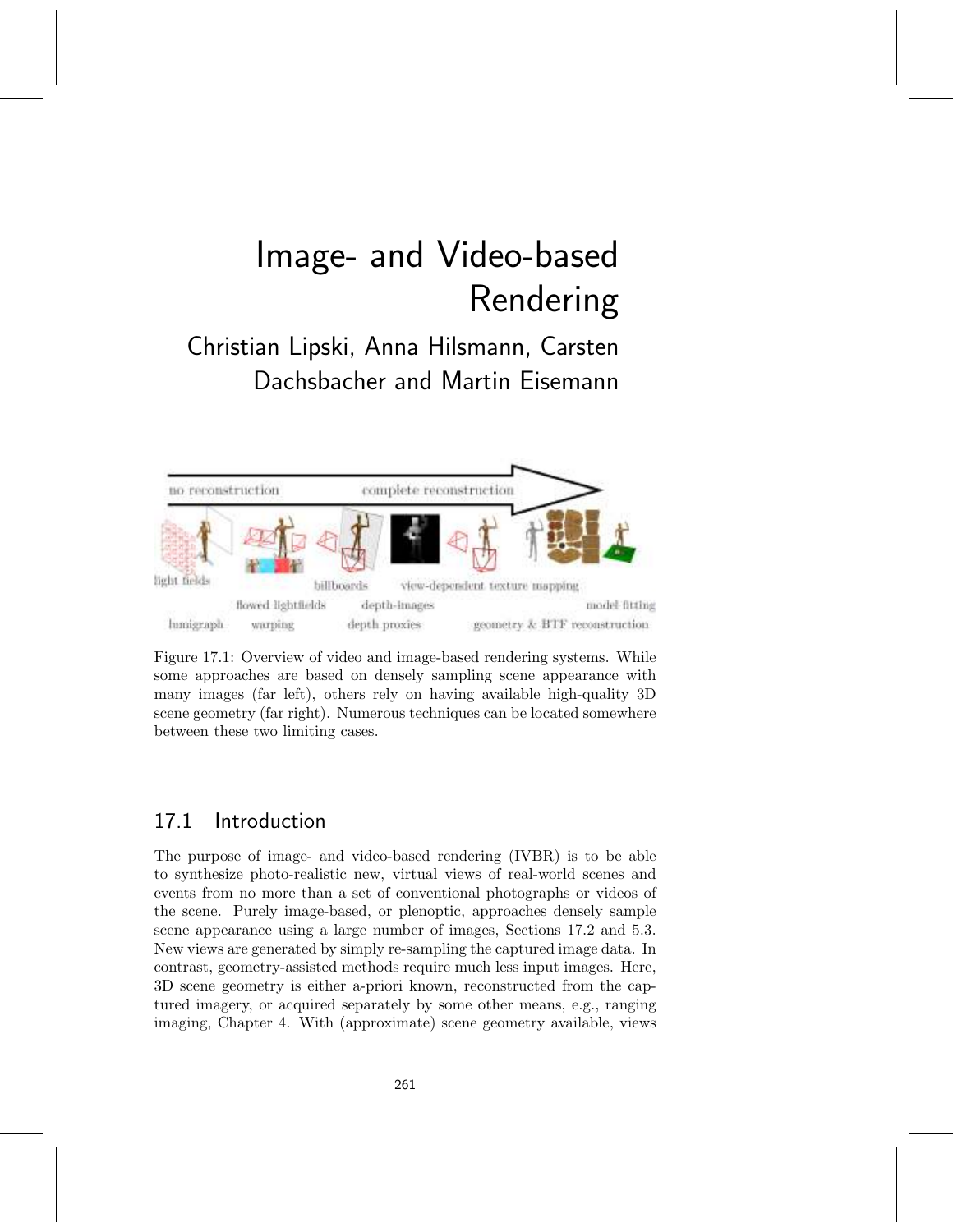# Image- and Video-based Rendering

Christian Lipski, Anna Hilsmann, Carsten Dachsbacher and Martin Eisemann

Figure 17.1: Overview of video and image-based rendering systems. While some approaches are based on densely sampling scene appearance with many images (far left), others rely on having available high-quality 3D scene geometry (far right). Numerous techniques can be located somewhere between these two limiting cases.

## 17.1 Introduction

The purpose of image- and video-based rendering (IVBR) is to be able to synthesize photo-realistic new, virtual views of real-world scenes and events from no more than a set of conventional photographs or videos of the scene. Purely image-based, or plenoptic, approaches densely sample scene appearance using a large number of images, Sections 17.2 and 5.3. New views are generated by simply re-sampling the captured image data. In contrast, geometry-assisted methods require much less input images. Here, 3D scene geometry is either a-priori known, reconstructed from the captured imagery, or acquired separately by some other means, e.g., ranging imaging, Chapter 4. With (approximate) scene geometry available, views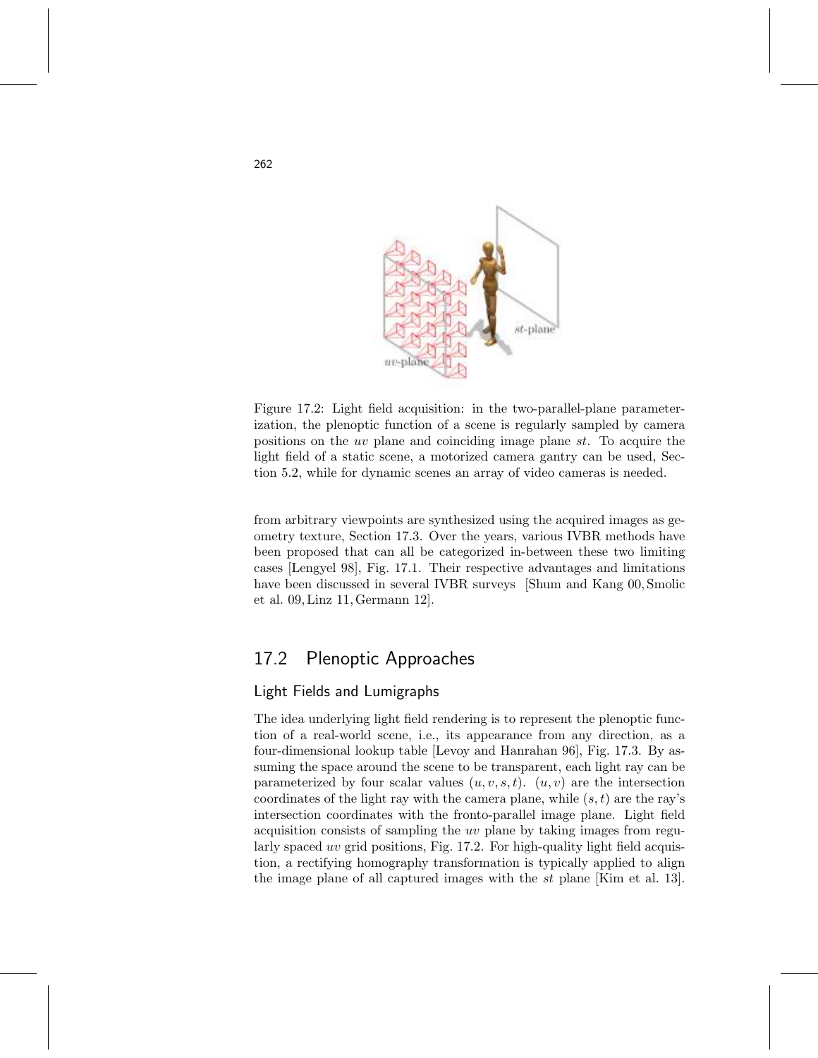Figure 17.2: Light field acquisition: in the two-parallel-plane parameterization, the plenoptic function of a scene is regularly sampled by camera positions on the *uv* plane and coinciding image plane *st*. To acquire the light field of a static scene, a motorized camera gantry can be used, Section 5.2, while for dynamic scenes an array of video cameras is needed.

from arbitrary viewpoints are synthesized using the acquired images as geometry texture, Section 17.3. Over the years, various IVBR methods have been proposed that can all be categorized in-between these two limiting cases [Lengyel 98], Fig. 17.1. Their respective advantages and limitations have been discussed in several IVBR surveys [Shum and Kang 00, Smolic et al. 09, Linz 11, Germann 12].

## 17.2 Plenoptic Approaches

### Light Fields and Lumigraphs

The idea underlying light field rendering is to represent the plenoptic function of a real-world scene, i.e., its appearance from any direction, as a four-dimensional lookup table [Levoy and Hanrahan 96], Fig. 17.3. By assuming the space around the scene to be transparent, each light ray can be parameterized by four scalar values $(u, v, s, t)$. $(u, v)$ are the intersection coordinates of the light ray with the camera plane, while $(s, t)$ are the ray's intersection coordinates with the fronto-parallel image plane. Light field acquisition consists of sampling the *uv* plane by taking images from regularly spaced *uv* grid positions, Fig. 17.2. For high-quality light field acquistion, a rectifying homography transformation is typically applied to align the image plane of all captured images with the *st* plane [Kim et al. 13].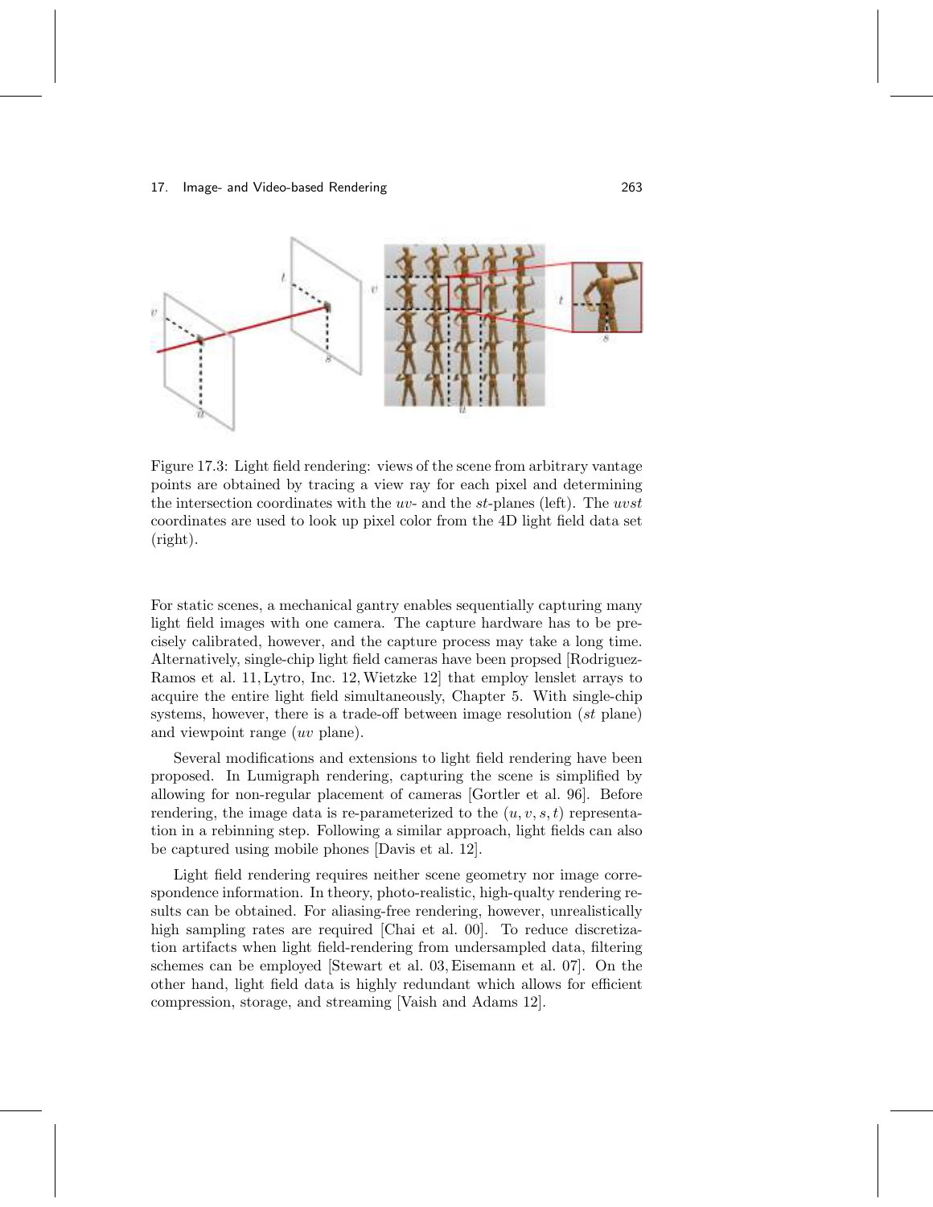Figure 17.3: Light field rendering: views of the scene from arbitrary vantage points are obtained by tracing a view ray for each pixel and determining the intersection coordinates with the *uv*- and the *st*-planes (left). The *uvst* coordinates are used to look up pixel color from the 4D light field data set (right).

For static scenes, a mechanical gantry enables sequentially capturing many light field images with one camera. The capture hardware has to be precisely calibrated, however, and the capture process may take a long time. Alternatively, single-chip light field cameras have been propsed [Rodriguez-Ramos et al. 11, Lytro, Inc. 12, Wietzke 12] that employ lenslet arrays to acquire the entire light field simultaneously, Chapter 5. With single-chip systems, however, there is a trade-off between image resolution (*st* plane) and viewpoint range (*uv* plane).

Several modifications and extensions to light field rendering have been proposed. In Lumigraph rendering, capturing the scene is simplified by allowing for non-regular placement of cameras [Gortler et al. 96]. Before rendering, the image data is re-parameterized to the $(u, v, s, t)$ representation in a rebinning step. Following a similar approach, light fields can also be captured using mobile phones [Davis et al. 12].

Light field rendering requires neither scene geometry nor image correspondence information. In theory, photo-realistic, high-qualty rendering results can be obtained. For aliasing-free rendering, however, unrealistically high sampling rates are required [Chai et al. 00]. To reduce discretization artifacts when light field-rendering from undersampled data, filtering schemes can be employed [Stewart et al. 03, Eisemann et al. 07]. On the other hand, light field data is highly redundant which allows for efficient compression, storage, and streaming [Vaish and Adams 12].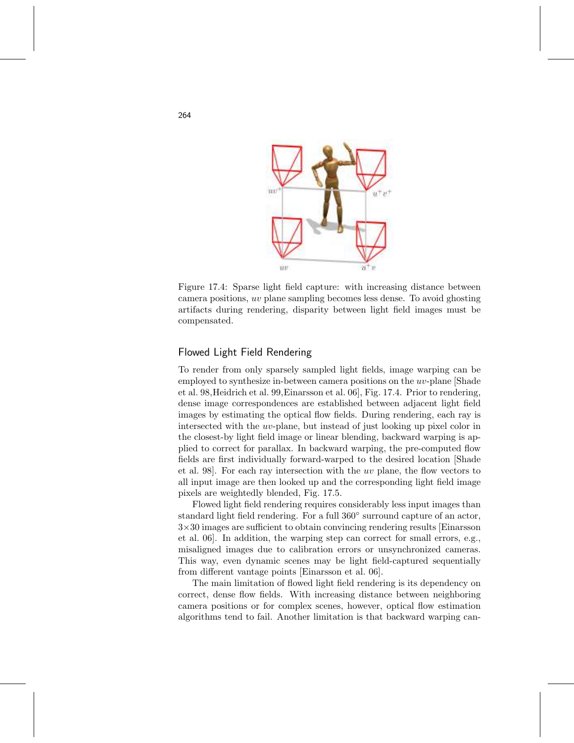Figure 17.4: Sparse light field capture: with increasing distance between camera positions, $uv$ plane sampling becomes less dense. To avoid ghosting artifacts during rendering, disparity between light field images must be compensated.

## Flowed Light Field Rendering

To render from only sparsely sampled light fields, image warping can be employed to synthesize in-between camera positions on the $uv$-plane [Shade et al. 98,Heidrich et al. 99,Einarsson et al. 06], Fig. 17.4. Prior to rendering, dense image correspondences are established between adjacent light field images by estimating the optical flow fields. During rendering, each ray is intersected with the $uv$-plane, but instead of just looking up pixel color in the closest-by light field image or linear blending, backward warping is applied to correct for parallax. In backward warping, the pre-computed flow fields are first individually forward-warped to the desired location [Shade et al. 98]. For each ray intersection with the $uv$ plane, the flow vectors to all input image are then looked up and the corresponding light field image pixels are weightedly blended, Fig. 17.5.

Flowed light field rendering requires considerably less input images than standard light field rendering. For a full 360° surround capture of an actor, $3 \times 30$ images are sufficient to obtain convincing rendering results [Einarsson et al. 06]. In addition, the warping step can correct for small errors, e.g., misaligned images due to calibration errors or unsynchronized cameras. This way, even dynamic scenes may be light field-captured sequentially from different vantage points [Einarsson et al. 06].

The main limitation of flowed light field rendering is its dependency on correct, dense flow fields. With increasing distance between neighboring camera positions or for complex scenes, however, optical flow estimation algorithms tend to fail. Another limitation is that backward warping can-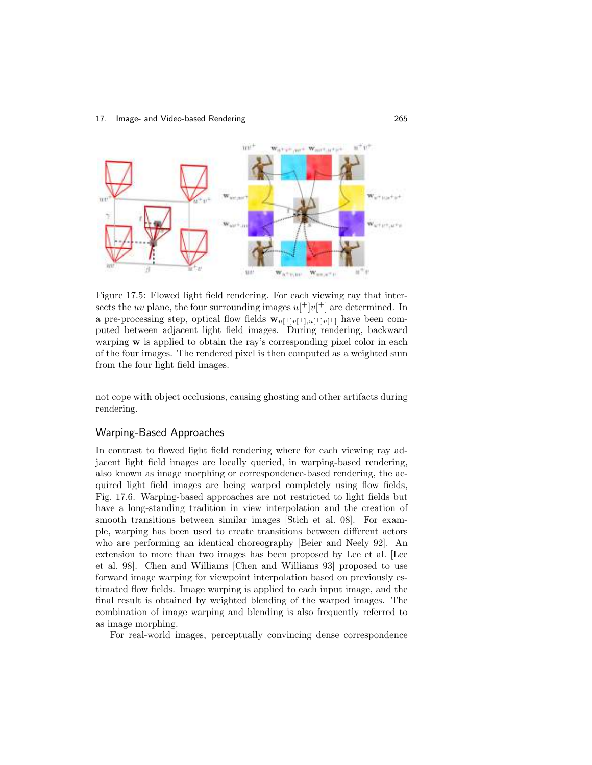Figure 17.5: Flowed light field rendering. For each viewing ray that intersects the $uv$ plane, the four surrounding images $u[^+]v[^+]$ are determined. In a pre-processing step, optical flow fields $\mathbf{w}_{u[^+]v[^+],u[^+]v[^+]}$ have been computed between adjacent light field images. During rendering, backward warping $\mathbf{w}$ is applied to obtain the ray's corresponding pixel color in each of the four images. The rendered pixel is then computed as a weighted sum from the four light field images.

not cope with object occlusions, causing ghosting and other artifacts during rendering.

## Warping-Based Approaches

In contrast to flowed light field rendering where for each viewing ray adjacent light field images are locally queried, in warping-based rendering, also known as image morphing or correspondence-based rendering, the acquired light field images are being warped completely using flow fields, Fig. 17.6. Warping-based approaches are not restricted to light fields but have a long-standing tradition in view interpolation and the creation of smooth transitions between similar images [Stich et al. 08]. For example, warping has been used to create transitions between different actors who are performing an identical choreography [Beier and Neely 92]. An extension to more than two images has been proposed by Lee et al. [Lee et al. 98]. Chen and Williams [Chen and Williams 93] proposed to use forward image warping for viewpoint interpolation based on previously estimated flow fields. Image warping is applied to each input image, and the final result is obtained by weighted blending of the warped images. The combination of image warping and blending is also frequently referred to as image morphing.

For real-world images, perceptually convincing dense correspondence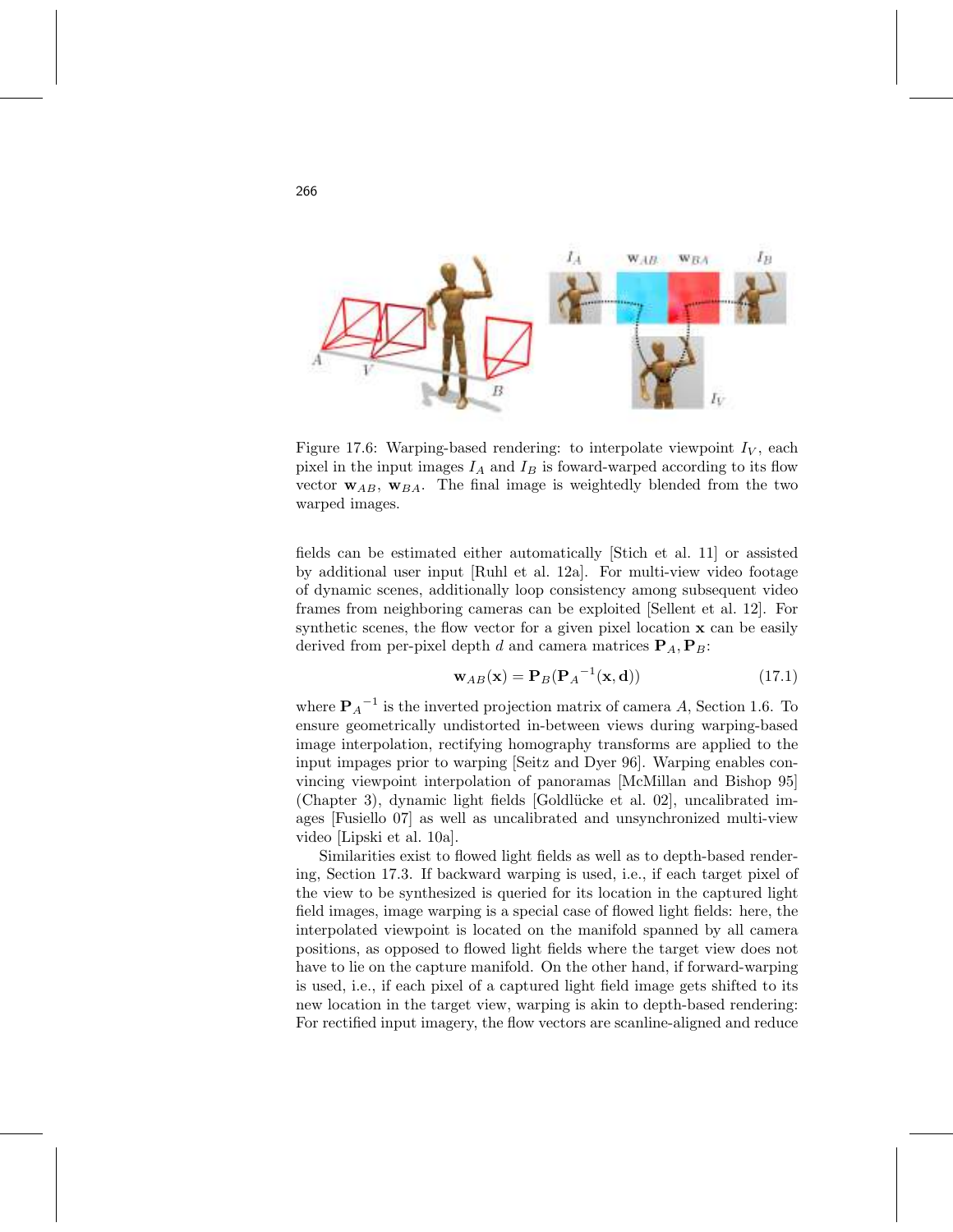Figure 17.6: Warping-based rendering: to interpolate viewpoint $I_V$, each pixel in the input images $I_A$ and $I_B$ is foward-warped according to its flow vector $\mathbf{w}_{AB}$, $\mathbf{w}_{BA}$. The final image is weightedly blended from the two warped images.

fields can be estimated either automatically [Stich et al. 11] or assisted by additional user input [Ruhl et al. 12a]. For multi-view video footage of dynamic scenes, additionally loop consistency among subsequent video frames from neighboring cameras can be exploited [Sellent et al. 12]. For synthetic scenes, the flow vector for a given pixel location $\mathbf{x}$ can be easily derived from per-pixel depth $d$ and camera matrices $\mathbf{P}_A, \mathbf{P}_B$:

$$\mathbf{w}_{AB}(\mathbf{x}) = \mathbf{P}_B({\mathbf{P}_A}^{-1}(\mathbf{x}, \mathbf{d})) \tag{17.1}$$

where ${\mathbf{P}_A}^{-1}$ is the inverted projection matrix of camera $A$, Section 1.6. To ensure geometrically undistorted in-between views during warping-based image interpolation, rectifying homography transforms are applied to the input impages prior to warping [Seitz and Dyer 96]. Warping enables convincing viewpoint interpolation of panoramas [McMillan and Bishop 95] (Chapter 3), dynamic light fields [Goldlücke et al. 02], uncalibrated images [Fusiello 07] as well as uncalibrated and unsynchronized multi-view video [Lipski et al. 10a].

Similarities exist to flowed light fields as well as to depth-based rendering, Section 17.3. If backward warping is used, i.e., if each target pixel of the view to be synthesized is queried for its location in the captured light field images, image warping is a special case of flowed light fields: here, the interpolated viewpoint is located on the manifold spanned by all camera positions, as opposed to flowed light fields where the target view does not have to lie on the capture manifold. On the other hand, if forward-warping is used, i.e., if each pixel of a captured light field image gets shifted to its new location in the target view, warping is akin to depth-based rendering: For rectified input imagery, the flow vectors are scanline-aligned and reduce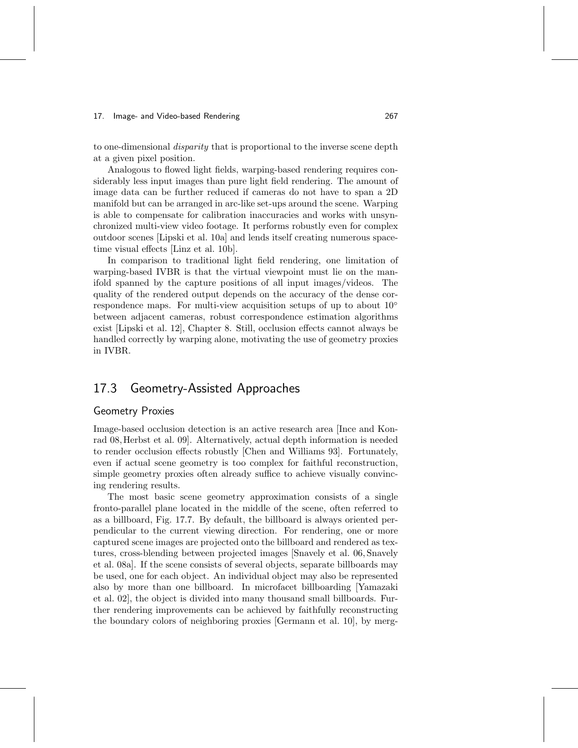to one-dimensional *disparity* that is proportional to the inverse scene depth at a given pixel position.

Analogous to flowed light fields, warping-based rendering requires considerably less input images than pure light field rendering. The amount of image data can be further reduced if cameras do not have to span a 2D manifold but can be arranged in arc-like set-ups around the scene. Warping is able to compensate for calibration inaccuracies and works with unsynchronized multi-view video footage. It performs robustly even for complex outdoor scenes [Lipski et al. 10a] and lends itself creating numerous space-time visual effects [Linz et al. 10b].

In comparison to traditional light field rendering, one limitation of warping-based IVBR is that the virtual viewpoint must lie on the manifold spanned by the capture positions of all input images/videos. The quality of the rendered output depends on the accuracy of the dense correspondence maps. For multi-view acquisition setups of up to about $10^\circ$ between adjacent cameras, robust correspondence estimation algorithms exist [Lipski et al. 12], Chapter 8. Still, occlusion effects cannot always be handled correctly by warping alone, motivating the use of geometry proxies in IVBR.

## 17.3 Geometry-Assisted Approaches

### Geometry Proxies

Image-based occlusion detection is an active research area [Ince and Konrad 08, Herbst et al. 09]. Alternatively, actual depth information is needed to render occlusion effects robustly [Chen and Williams 93]. Fortunately, even if actual scene geometry is too complex for faithful reconstruction, simple geometry proxies often already suffice to achieve visually convincing rendering results.

The most basic scene geometry approximation consists of a single fronto-parallel plane located in the middle of the scene, often referred to as a billboard, Fig. 17.7. By default, the billboard is always oriented perpendicular to the current viewing direction. For rendering, one or more captured scene images are projected onto the billboard and rendered as textures, cross-blending between projected images [Snavely et al. 06, Snavely et al. 08a]. If the scene consists of several objects, separate billboards may be used, one for each object. An individual object may also be represented also by more than one billboard. In microfacet billboarding [Yamazaki et al. 02], the object is divided into many thousand small billboards. Further rendering improvements can be achieved by faithfully reconstructing the boundary colors of neighboring proxies [Germann et al. 10], by merg-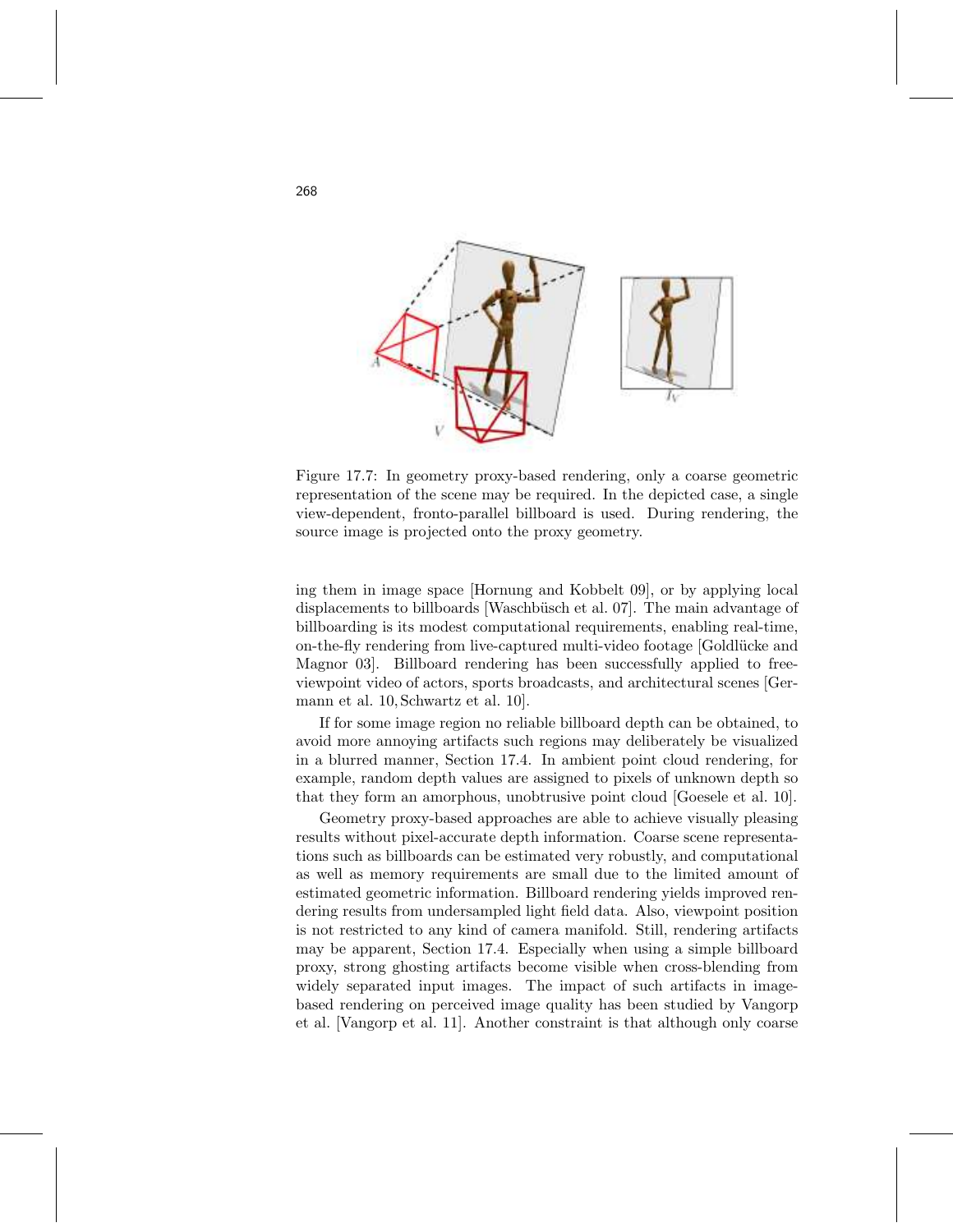Figure 17.7: In geometry proxy-based rendering, only a coarse geometric representation of the scene may be required. In the depicted case, a single view-dependent, fronto-parallel billboard is used. During rendering, the source image is projected onto the proxy geometry.

ing them in image space [Hornung and Kobbelt 09], or by applying local displacements to billboards [Waschbüsch et al. 07]. The main advantage of billboarding is its modest computational requirements, enabling real-time, on-the-fly rendering from live-captured multi-video footage [Goldlücke and Magnor 03]. Billboard rendering has been successfully applied to free-viewpoint video of actors, sports broadcasts, and architectural scenes [Germann et al. 10, Schwartz et al. 10].

If for some image region no reliable billboard depth can be obtained, to avoid more annoying artifacts such regions may deliberately be visualized in a blurred manner, Section 17.4. In ambient point cloud rendering, for example, random depth values are assigned to pixels of unknown depth so that they form an amorphous, unobtrusive point cloud [Goesele et al. 10].

Geometry proxy-based approaches are able to achieve visually pleasing results without pixel-accurate depth information. Coarse scene representations such as billboards can be estimated very robustly, and computational as well as memory requirements are small due to the limited amount of estimated geometric information. Billboard rendering yields improved rendering results from undersampled light field data. Also, viewpoint position is not restricted to any kind of camera manifold. Still, rendering artifacts may be apparent, Section 17.4. Especially when using a simple billboard proxy, strong ghosting artifacts become visible when cross-blending from widely separated input images. The impact of such artifacts in image-based rendering on perceived image quality has been studied by Vangorp et al. [Vangorp et al. 11]. Another constraint is that although only coarse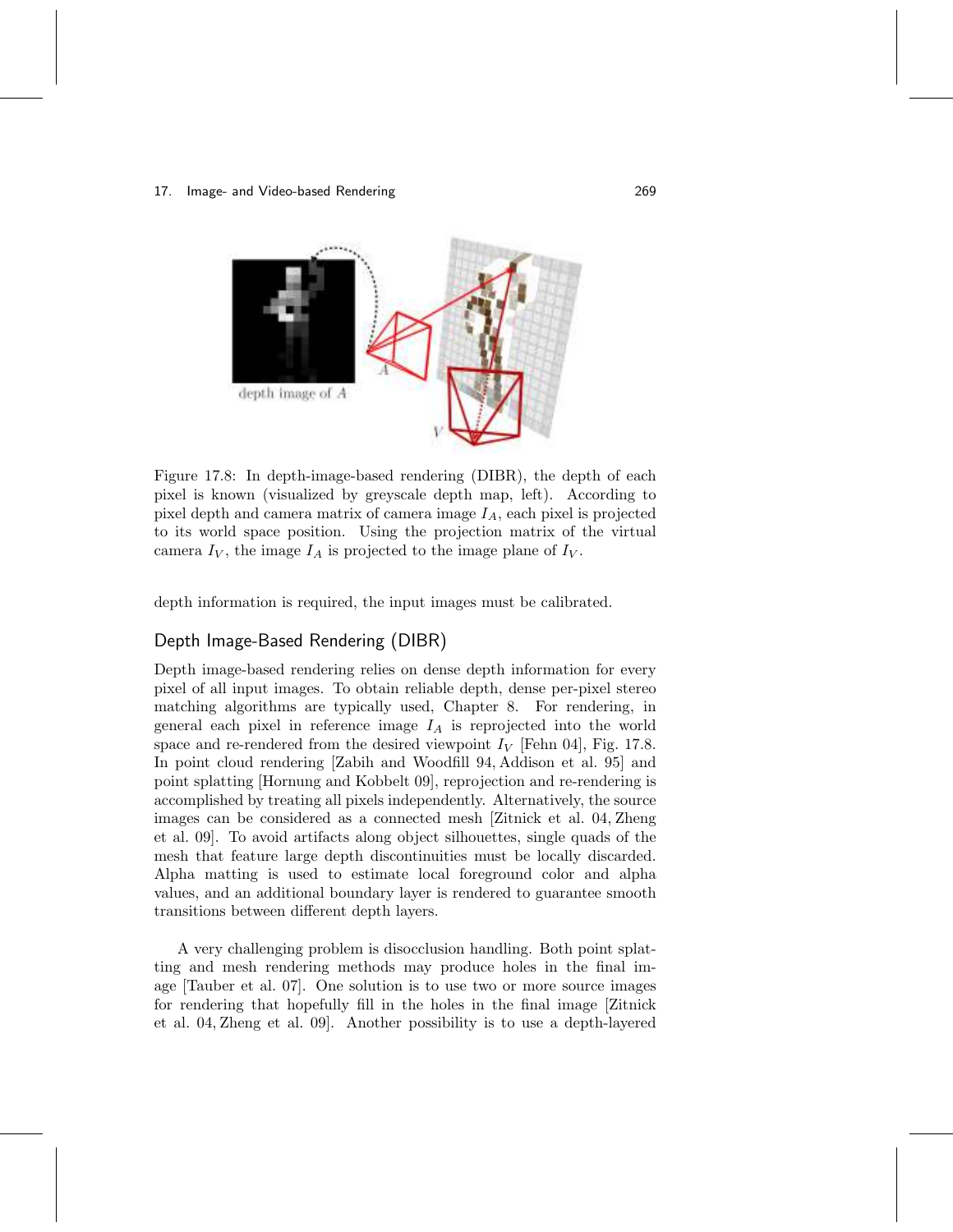depth image of $A$

Figure 17.8: In depth-image-based rendering (DIBR), the depth of each pixel is known (visualized by greyscale depth map, left). According to pixel depth and camera matrix of camera image $I_A$, each pixel is projected to its world space position. Using the projection matrix of the virtual camera $I_V$, the image $I_A$ is projected to the image plane of $I_V$.

depth information is required, the input images must be calibrated.

## Depth Image-Based Rendering (DIBR)

Depth image-based rendering relies on dense depth information for every pixel of all input images. To obtain reliable depth, dense per-pixel stereo matching algorithms are typically used, Chapter 8. For rendering, in general each pixel in reference image $I_A$ is reprojected into the world space and re-rendered from the desired viewpoint $I_V$ [Fehn 04], Fig. 17.8. In point cloud rendering [Zabih and Woodfill 94, Addison et al. 95] and point splatting [Hornung and Kobbelt 09], reprojection and re-rendering is accomplished by treating all pixels independently. Alternatively, the source images can be considered as a connected mesh [Zitnick et al. 04, Zheng et al. 09]. To avoid artifacts along object silhouettes, single quads of the mesh that feature large depth discontinuities must be locally discarded. Alpha matting is used to estimate local foreground color and alpha values, and an additional boundary layer is rendered to guarantee smooth transitions between different depth layers.

A very challenging problem is disocclusion handling. Both point splatting and mesh rendering methods may produce holes in the final image [Tauber et al. 07]. One solution is to use two or more source images for rendering that hopefully fill in the holes in the final image [Zitnick et al. 04, Zheng et al. 09]. Another possibility is to use a depth-layered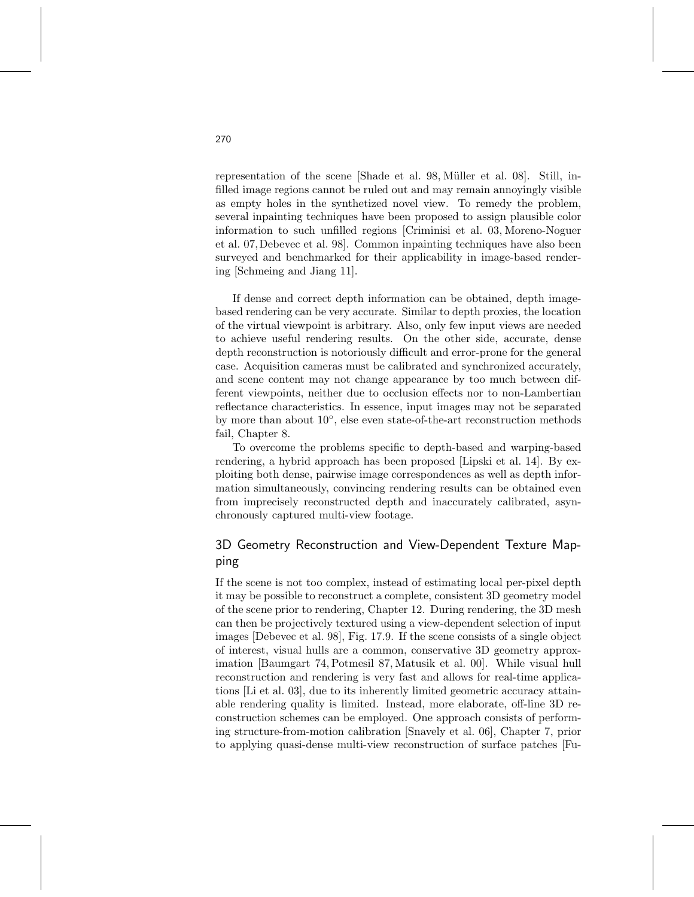representation of the scene [Shade et al. 98, Müller et al. 08]. Still, infilled image regions cannot be ruled out and may remain annoyingly visible as empty holes in the synthetized novel view. To remedy the problem, several inpainting techniques have been proposed to assign plausible color information to such unfilled regions [Criminisi et al. 03, Moreno-Noguer et al. 07, Debevec et al. 98]. Common inpainting techniques have also been surveyed and benchmarked for their applicability in image-based rendering [Schmeing and Jiang 11].

If dense and correct depth information can be obtained, depth image-based rendering can be very accurate. Similar to depth proxies, the location of the virtual viewpoint is arbitrary. Also, only few input views are needed to achieve useful rendering results. On the other side, accurate, dense depth reconstruction is notoriously difficult and error-prone for the general case. Acquisition cameras must be calibrated and synchronized accurately, and scene content may not change appearance by too much between different viewpoints, neither due to occlusion effects nor to non-Lambertian reflectance characteristics. In essence, input images may not be separated by more than about $10^{\circ}$, else even state-of-the-art reconstruction methods fail, Chapter 8.

To overcome the problems specific to depth-based and warping-based rendering, a hybrid approach has been proposed [Lipski et al. 14]. By exploiting both dense, pairwise image correspondences as well as depth information simultaneously, convincing rendering results can be obtained even from imprecisely reconstructed depth and inaccurately calibrated, asynchronously captured multi-view footage.

## 3D Geometry Reconstruction and View-Dependent Texture Mapping

If the scene is not too complex, instead of estimating local per-pixel depth it may be possible to reconstruct a complete, consistent 3D geometry model of the scene prior to rendering, Chapter 12. During rendering, the 3D mesh can then be projectively textured using a view-dependent selection of input images [Debevec et al. 98], Fig. 17.9. If the scene consists of a single object of interest, visual hulls are a common, conservative 3D geometry approximation [Baumgart 74, Potmesil 87, Matusik et al. 00]. While visual hull reconstruction and rendering is very fast and allows for real-time applications [Li et al. 03], due to its inherently limited geometric accuracy attainable rendering quality is limited. Instead, more elaborate, off-line 3D reconstruction schemes can be employed. One approach consists of performing structure-from-motion calibration [Snavely et al. 06], Chapter 7, prior to applying quasi-dense multi-view reconstruction of surface patches [Fu-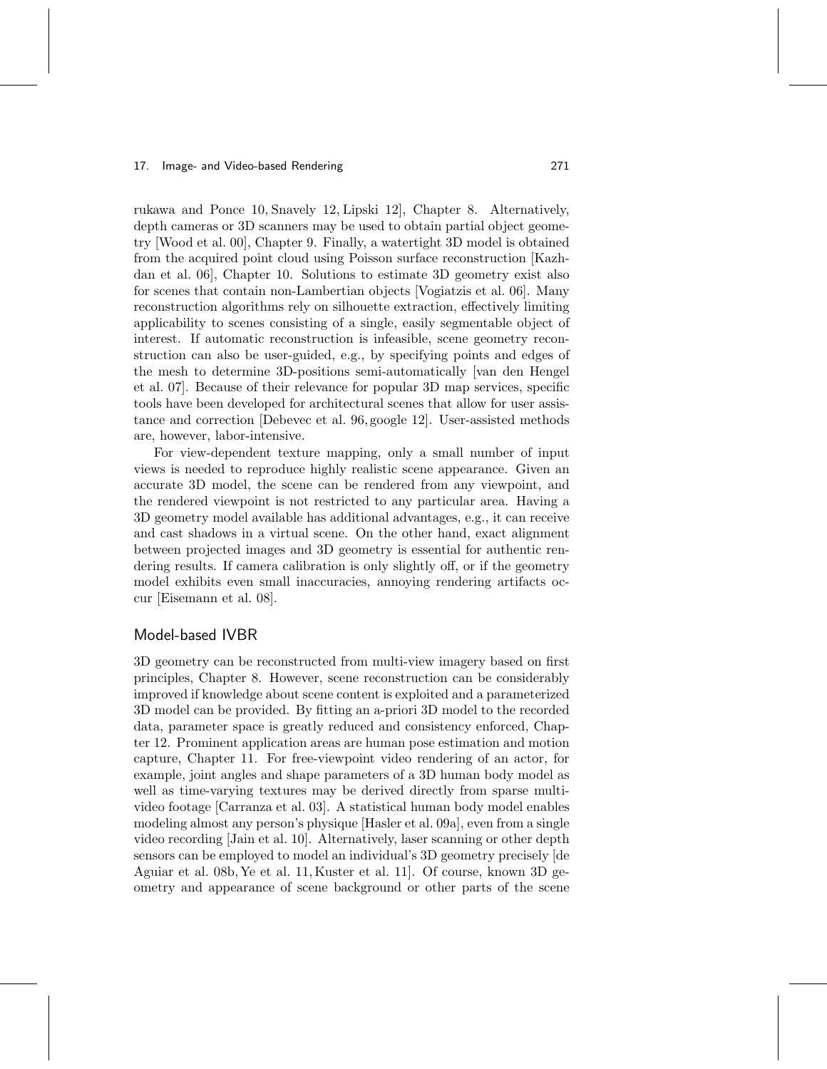rukawa and Ponce 10, Snavely 12, Lipski 12], Chapter 8. Alternatively, depth cameras or 3D scanners may be used to obtain partial object geometry [Wood et al. 00], Chapter 9. Finally, a watertight 3D model is obtained from the acquired point cloud using Poisson surface reconstruction [Kazhdan et al. 06], Chapter 10. Solutions to estimate 3D geometry exist also for scenes that contain non-Lambertian objects [Vogiatzis et al. 06]. Many reconstruction algorithms rely on silhouette extraction, effectively limiting applicability to scenes consisting of a single, easily segmentable object of interest. If automatic reconstruction is infeasible, scene geometry reconstruction can also be user-guided, e.g., by specifying points and edges of the mesh to determine 3D-positions semi-automatically [van den Hengel et al. 07]. Because of their relevance for popular 3D map services, specific tools have been developed for architectural scenes that allow for user assistance and correction [Debevec et al. 96, google 12]. User-assisted methods are, however, labor-intensive.

For view-dependent texture mapping, only a small number of input views is needed to reproduce highly realistic scene appearance. Given an accurate 3D model, the scene can be rendered from any viewpoint, and the rendered viewpoint is not restricted to any particular area. Having a 3D geometry model available has additional advantages, e.g., it can receive and cast shadows in a virtual scene. On the other hand, exact alignment between projected images and 3D geometry is essential for authentic rendering results. If camera calibration is only slightly off, or if the geometry model exhibits even small inaccuracies, annoying rendering artifacts occur [Eisemann et al. 08].

## Model-based IVBR

3D geometry can be reconstructed from multi-view imagery based on first principles, Chapter 8. However, scene reconstruction can be considerably improved if knowledge about scene content is exploited and a parameterized 3D model can be provided. By fitting an a-priori 3D model to the recorded data, parameter space is greatly reduced and consistency enforced, Chapter 12. Prominent application areas are human pose estimation and motion capture, Chapter 11. For free-viewpoint video rendering of an actor, for example, joint angles and shape parameters of a 3D human body model as well as time-varying textures may be derived directly from sparse multi-video footage [Carranza et al. 03]. A statistical human body model enables modeling almost any person's physique [Hasler et al. 09a], even from a single video recording [Jain et al. 10]. Alternatively, laser scanning or other depth sensors can be employed to model an individual's 3D geometry precisely [de Aguiar et al. 08b, Ye et al. 11, Kuster et al. 11]. Of course, known 3D geometry and appearance of scene background or other parts of the scene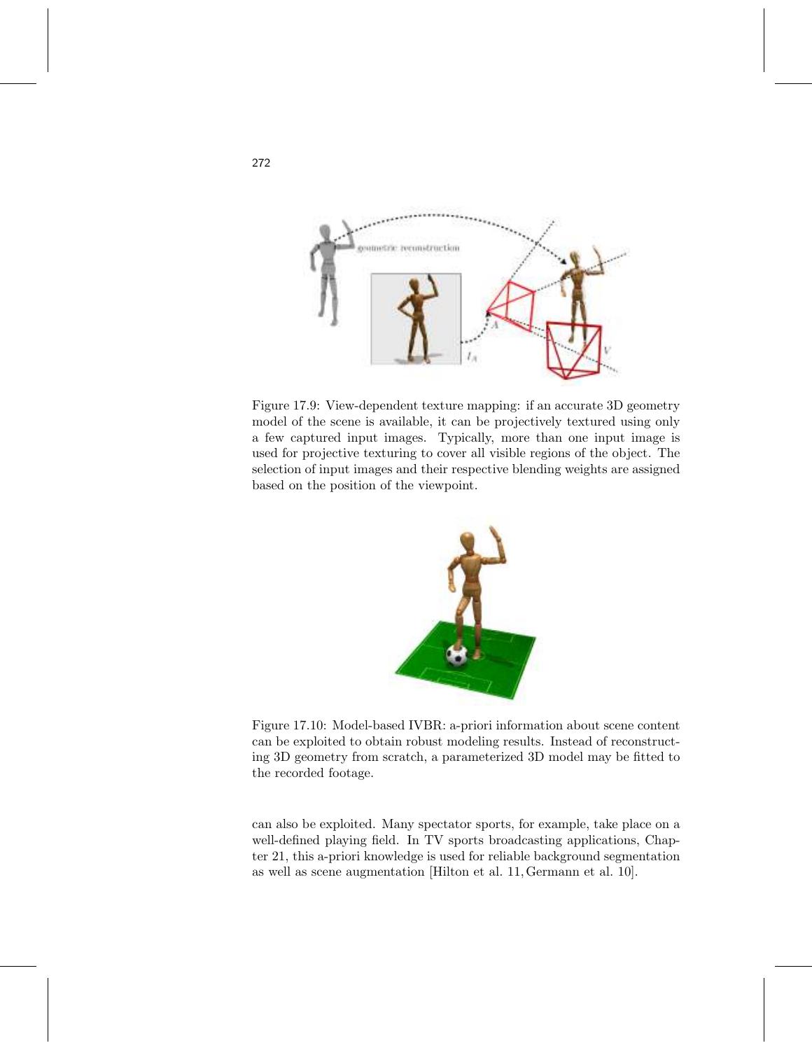Figure 17.9: View-dependent texture mapping: if an accurate 3D geometry model of the scene is available, it can be projectively textured using only a few captured input images. Typically, more than one input image is used for projective texturing to cover all visible regions of the object. The selection of input images and their respective blending weights are assigned based on the position of the viewpoint.

Figure 17.10: Model-based IVBR: a-priori information about scene content can be exploited to obtain robust modeling results. Instead of reconstructing 3D geometry from scratch, a parameterized 3D model may be fitted to the recorded footage.

can also be exploited. Many spectator sports, for example, take place on a well-defined playing field. In TV sports broadcasting applications, Chapter 21, this a-priori knowledge is used for reliable background segmentation as well as scene augmentation [Hilton et al. 11, Germann et al. 10].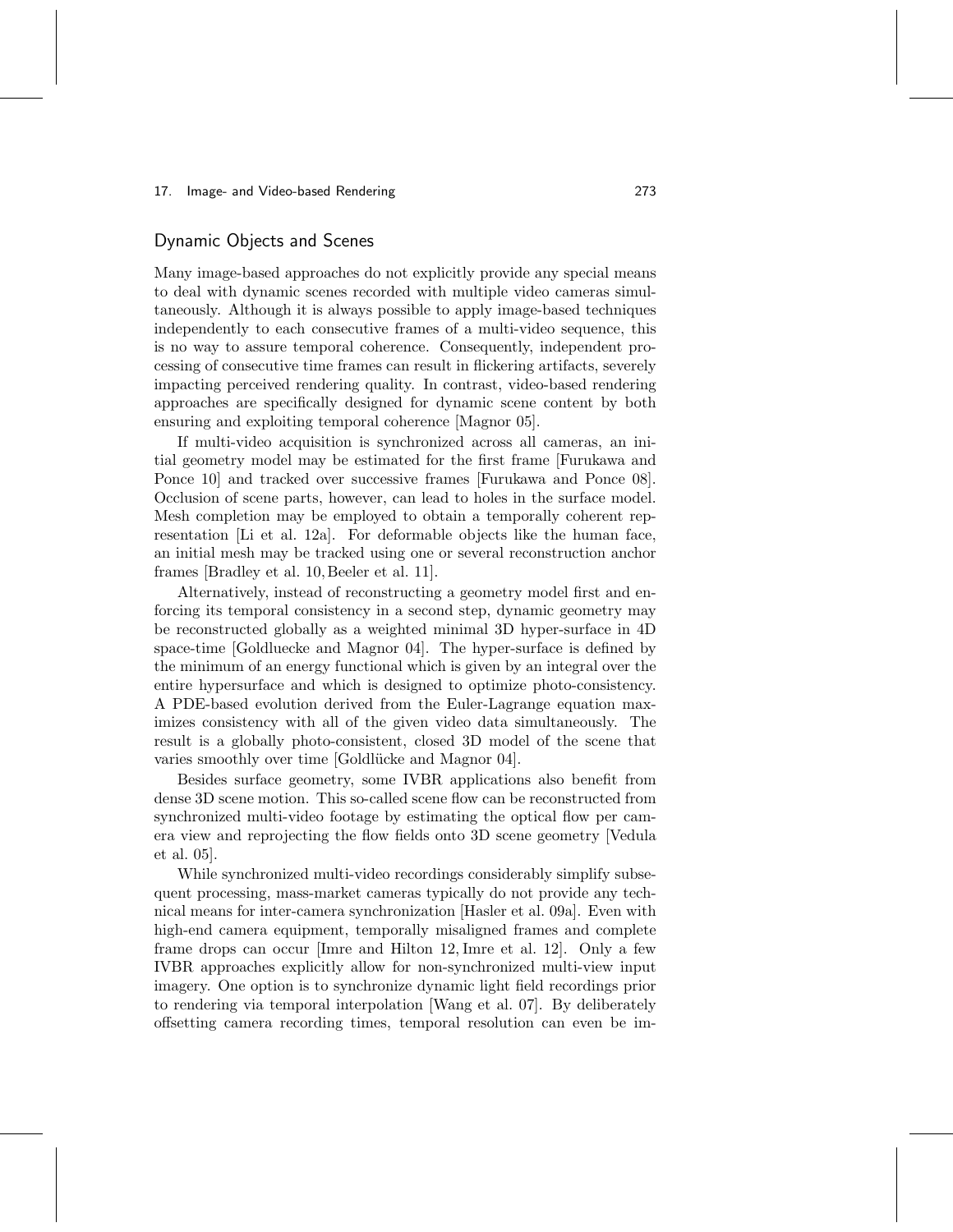## Dynamic Objects and Scenes

Many image-based approaches do not explicitly provide any special means to deal with dynamic scenes recorded with multiple video cameras simultaneously. Although it is always possible to apply image-based techniques independently to each consecutive frames of a multi-video sequence, this is no way to assure temporal coherence. Consequently, independent processing of consecutive time frames can result in flickering artifacts, severely impacting perceived rendering quality. In contrast, video-based rendering approaches are specifically designed for dynamic scene content by both ensuring and exploiting temporal coherence [Magnor 05].

If multi-video acquisition is synchronized across all cameras, an initial geometry model may be estimated for the first frame [Furukawa and Ponce 10] and tracked over successive frames [Furukawa and Ponce 08]. Occlusion of scene parts, however, can lead to holes in the surface model. Mesh completion may be employed to obtain a temporally coherent representation [Li et al. 12a]. For deformable objects like the human face, an initial mesh may be tracked using one or several reconstruction anchor frames [Bradley et al. 10, Beeler et al. 11].

Alternatively, instead of reconstructing a geometry model first and enforcing its temporal consistency in a second step, dynamic geometry may be reconstructed globally as a weighted minimal 3D hyper-surface in 4D space-time [Goldluecke and Magnor 04]. The hyper-surface is defined by the minimum of an energy functional which is given by an integral over the entire hypersurface and which is designed to optimize photo-consistency. A PDE-based evolution derived from the Euler-Lagrange equation maximizes consistency with all of the given video data simultaneously. The result is a globally photo-consistent, closed 3D model of the scene that varies smoothly over time [Goldlücke and Magnor 04].

Besides surface geometry, some IVBR applications also benefit from dense 3D scene motion. This so-called scene flow can be reconstructed from synchronized multi-video footage by estimating the optical flow per camera view and reprojecting the flow fields onto 3D scene geometry [Vedula et al. 05].

While synchronized multi-video recordings considerably simplify subsequent processing, mass-market cameras typically do not provide any technical means for inter-camera synchronization [Hasler et al. 09a]. Even with high-end camera equipment, temporally misaligned frames and complete frame drops can occur [Imre and Hilton 12, Imre et al. 12]. Only a few IVBR approaches explicitly allow for non-synchronized multi-view input imagery. One option is to synchronize dynamic light field recordings prior to rendering via temporal interpolation [Wang et al. 07]. By deliberately offsetting camera recording times, temporal resolution can even be im-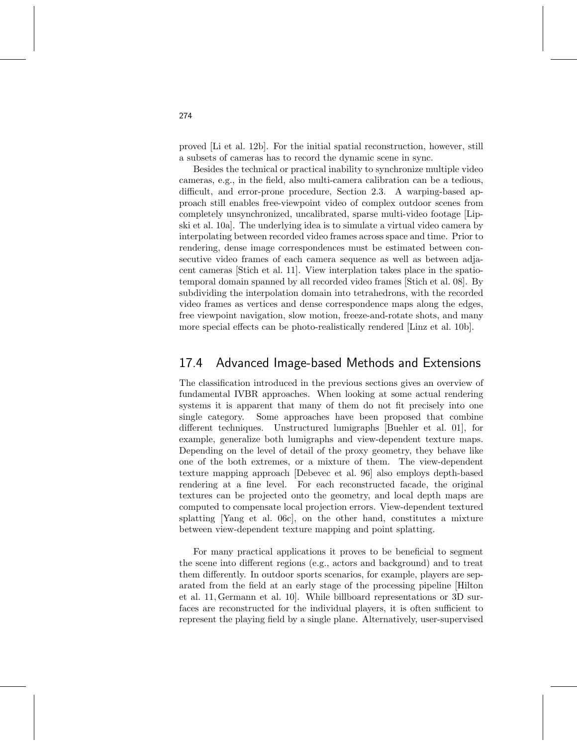proved [Li et al. 12b]. For the initial spatial reconstruction, however, still a subsets of cameras has to record the dynamic scene in sync.

Besides the technical or practical inability to synchronize multiple video cameras, e.g., in the field, also multi-camera calibration can be a tedious, difficult, and error-prone procedure, Section 2.3. A warping-based approach still enables free-viewpoint video of complex outdoor scenes from completely unsynchronized, uncalibrated, sparse multi-video footage [Lipski et al. 10a]. The underlying idea is to simulate a virtual video camera by interpolating between recorded video frames across space and time. Prior to rendering, dense image correspondences must be estimated between consecutive video frames of each camera sequence as well as between adjacent cameras [Stich et al. 11]. View interplation takes place in the spatio-temporal domain spanned by all recorded video frames [Stich et al. 08]. By subdividing the interpolation domain into tetrahedrons, with the recorded video frames as vertices and dense correspondence maps along the edges, free viewpoint navigation, slow motion, freeze-and-rotate shots, and many more special effects can be photo-realistically rendered [Linz et al. 10b].

## 17.4 Advanced Image-based Methods and Extensions

The classification introduced in the previous sections gives an overview of fundamental IVBR approaches. When looking at some actual rendering systems it is apparent that many of them do not fit precisely into one single category. Some approaches have been proposed that combine different techniques. Unstructured lumigraphs [Buehler et al. 01], for example, generalize both lumigraphs and view-dependent texture maps. Depending on the level of detail of the proxy geometry, they behave like one of the both extremes, or a mixture of them. The view-dependent texture mapping approach [Debevec et al. 96] also employs depth-based rendering at a fine level. For each reconstructed facade, the original textures can be projected onto the geometry, and local depth maps are computed to compensate local projection errors. View-dependent textured splatting [Yang et al. 06c], on the other hand, constitutes a mixture between view-dependent texture mapping and point splatting.

For many practical applications it proves to be beneficial to segment the scene into different regions (e.g., actors and background) and to treat them differently. In outdoor sports scenarios, for example, players are separated from the field at an early stage of the processing pipeline [Hilton et al. 11, Germann et al. 10]. While billboard representations or 3D surfaces are reconstructed for the individual players, it is often sufficient to represent the playing field by a single plane. Alternatively, user-supervised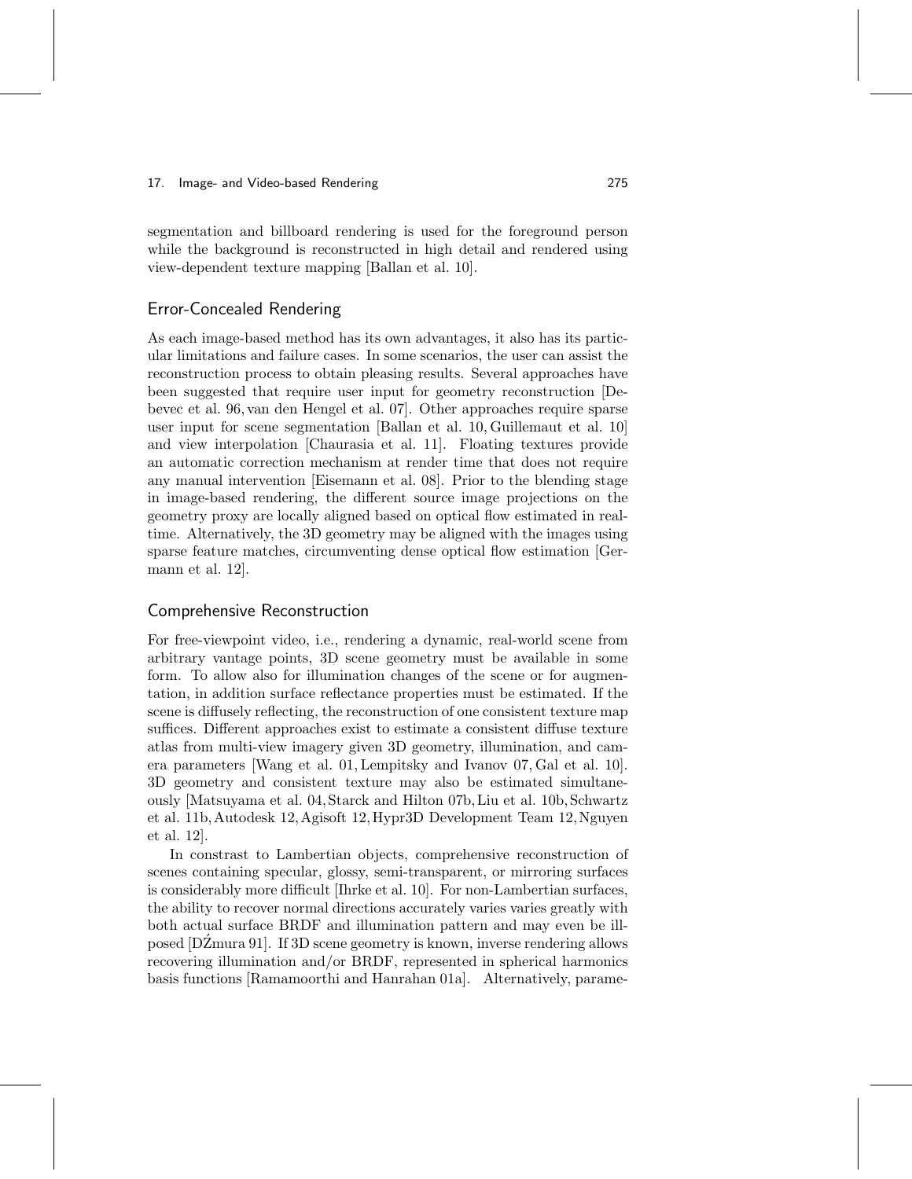segmentation and billboard rendering is used for the foreground person while the background is reconstructed in high detail and rendered using view-dependent texture mapping [Ballan et al. 10].

## Error-Concealed Rendering

As each image-based method has its own advantages, it also has its particular limitations and failure cases. In some scenarios, the user can assist the reconstruction process to obtain pleasing results. Several approaches have been suggested that require user input for geometry reconstruction [Debevec et al. 96, van den Hengel et al. 07]. Other approaches require sparse user input for scene segmentation [Ballan et al. 10, Guillemaut et al. 10] and view interpolation [Chaurasia et al. 11]. Floating textures provide an automatic correction mechanism at render time that does not require any manual intervention [Eisemann et al. 08]. Prior to the blending stage in image-based rendering, the different source image projections on the geometry proxy are locally aligned based on optical flow estimated in real-time. Alternatively, the 3D geometry may be aligned with the images using sparse feature matches, circumventing dense optical flow estimation [Germann et al. 12].

## Comprehensive Reconstruction

For free-viewpoint video, i.e., rendering a dynamic, real-world scene from arbitrary vantage points, 3D scene geometry must be available in some form. To allow also for illumination changes of the scene or for augmentation, in addition surface reflectance properties must be estimated. If the scene is diffusely reflecting, the reconstruction of one consistent texture map suffices. Different approaches exist to estimate a consistent diffuse texture atlas from multi-view imagery given 3D geometry, illumination, and camera parameters [Wang et al. 01, Lempitsky and Ivanov 07, Gal et al. 10]. 3D geometry and consistent texture may also be estimated simultaneously [Matsuyama et al. 04, Starck and Hilton 07b, Liu et al. 10b, Schwartz et al. 11b, Autodesk 12, Agisoft 12, Hypr3D Development Team 12, Nguyen et al. 12].

In constrast to Lambertian objects, comprehensive reconstruction of scenes containing specular, glossy, semi-transparent, or mirroring surfaces is considerably more difficult [Ihrke et al. 10]. For non-Lambertian surfaces, the ability to recover normal directions accurately varies varies greatly with both actual surface BRDF and illumination pattern and may even be ill-posed [DŹmura 91]. If 3D scene geometry is known, inverse rendering allows recovering illumination and/or BRDF, represented in spherical harmonics basis functions [Ramamoorthi and Hanrahan 01a]. Alternatively, parame-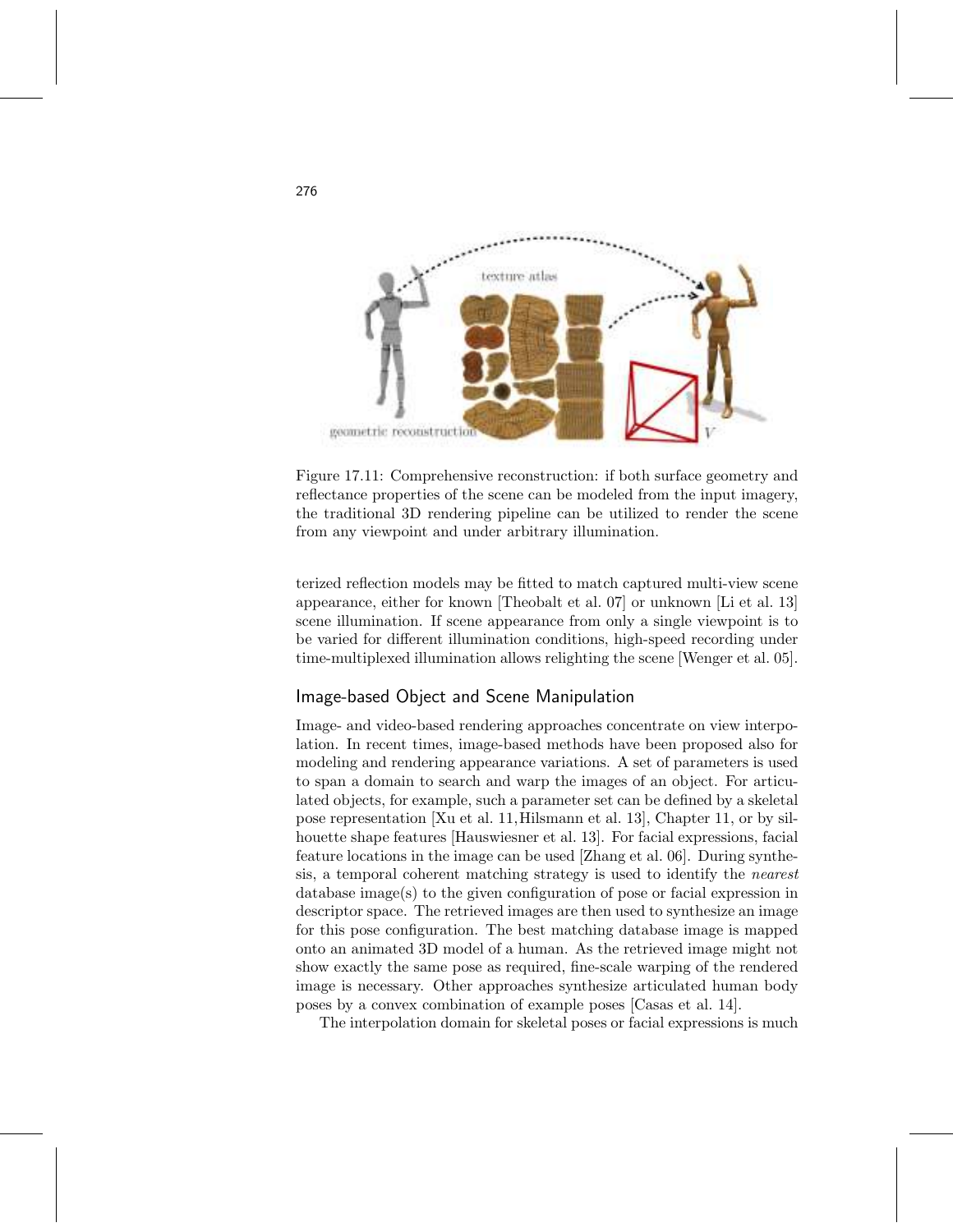Figure 17.11: Comprehensive reconstruction: if both surface geometry and reflectance properties of the scene can be modeled from the input imagery, the traditional 3D rendering pipeline can be utilized to render the scene from any viewpoint and under arbitrary illumination.

terized reflection models may be fitted to match captured multi-view scene appearance, either for known [Theobalt et al. 07] or unknown [Li et al. 13] scene illumination. If scene appearance from only a single viewpoint is to be varied for different illumination conditions, high-speed recording under time-multiplexed illumination allows relighting the scene [Wenger et al. 05].

## Image-based Object and Scene Manipulation

Image- and video-based rendering approaches concentrate on view interpolation. In recent times, image-based methods have been proposed also for modeling and rendering appearance variations. A set of parameters is used to span a domain to search and warp the images of an object. For articulated objects, for example, such a parameter set can be defined by a skeletal pose representation [Xu et al. 11, Hilsmann et al. 13], Chapter 11, or by silhouette shape features [Hauswiesner et al. 13]. For facial expressions, facial feature locations in the image can be used [Zhang et al. 06]. During synthesis, a temporal coherent matching strategy is used to identify the *nearest* database image(s) to the given configuration of pose or facial expression in descriptor space. The retrieved images are then used to synthesize an image for this pose configuration. The best matching database image is mapped onto an animated 3D model of a human. As the retrieved image might not show exactly the same pose as required, fine-scale warping of the rendered image is necessary. Other approaches synthesize articulated human body poses by a convex combination of example poses [Casas et al. 14].

The interpolation domain for skeletal poses or facial expressions is much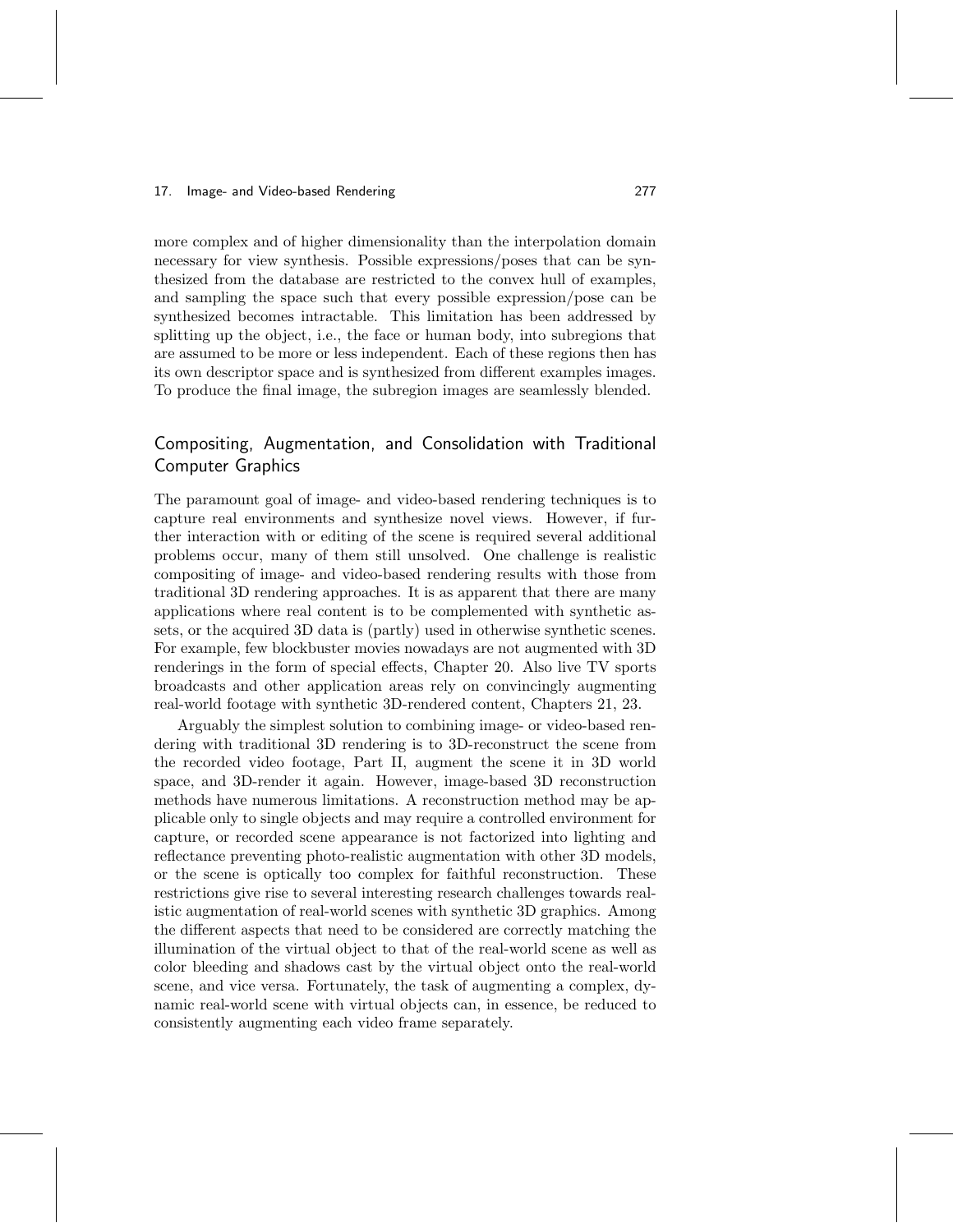more complex and of higher dimensionality than the interpolation domain necessary for view synthesis. Possible expressions/poses that can be synthesized from the database are restricted to the convex hull of examples, and sampling the space such that every possible expression/pose can be synthesized becomes intractable. This limitation has been addressed by splitting up the object, i.e., the face or human body, into subregions that are assumed to be more or less independent. Each of these regions then has its own descriptor space and is synthesized from different examples images. To produce the final image, the subregion images are seamlessly blended.

## Compositing, Augmentation, and Consolidation with Traditional Computer Graphics

The paramount goal of image- and video-based rendering techniques is to capture real environments and synthesize novel views. However, if further interaction with or editing of the scene is required several additional problems occur, many of them still unsolved. One challenge is realistic compositing of image- and video-based rendering results with those from traditional 3D rendering approaches. It is as apparent that there are many applications where real content is to be complemented with synthetic assets, or the acquired 3D data is (partly) used in otherwise synthetic scenes. For example, few blockbuster movies nowadays are not augmented with 3D renderings in the form of special effects, Chapter 20. Also live TV sports broadcasts and other application areas rely on convincingly augmenting real-world footage with synthetic 3D-rendered content, Chapters 21, 23.

Arguably the simplest solution to combining image- or video-based rendering with traditional 3D rendering is to 3D-reconstruct the scene from the recorded video footage, Part II, augment the scene it in 3D world space, and 3D-render it again. However, image-based 3D reconstruction methods have numerous limitations. A reconstruction method may be applicable only to single objects and may require a controlled environment for capture, or recorded scene appearance is not factorized into lighting and reflectance preventing photo-realistic augmentation with other 3D models, or the scene is optically too complex for faithful reconstruction. These restrictions give rise to several interesting research challenges towards realistic augmentation of real-world scenes with synthetic 3D graphics. Among the different aspects that need to be considered are correctly matching the illumination of the virtual object to that of the real-world scene as well as color bleeding and shadows cast by the virtual object onto the real-world scene, and vice versa. Fortunately, the task of augmenting a complex, dynamic real-world scene with virtual objects can, in essence, be reduced to consistently augmenting each video frame separately.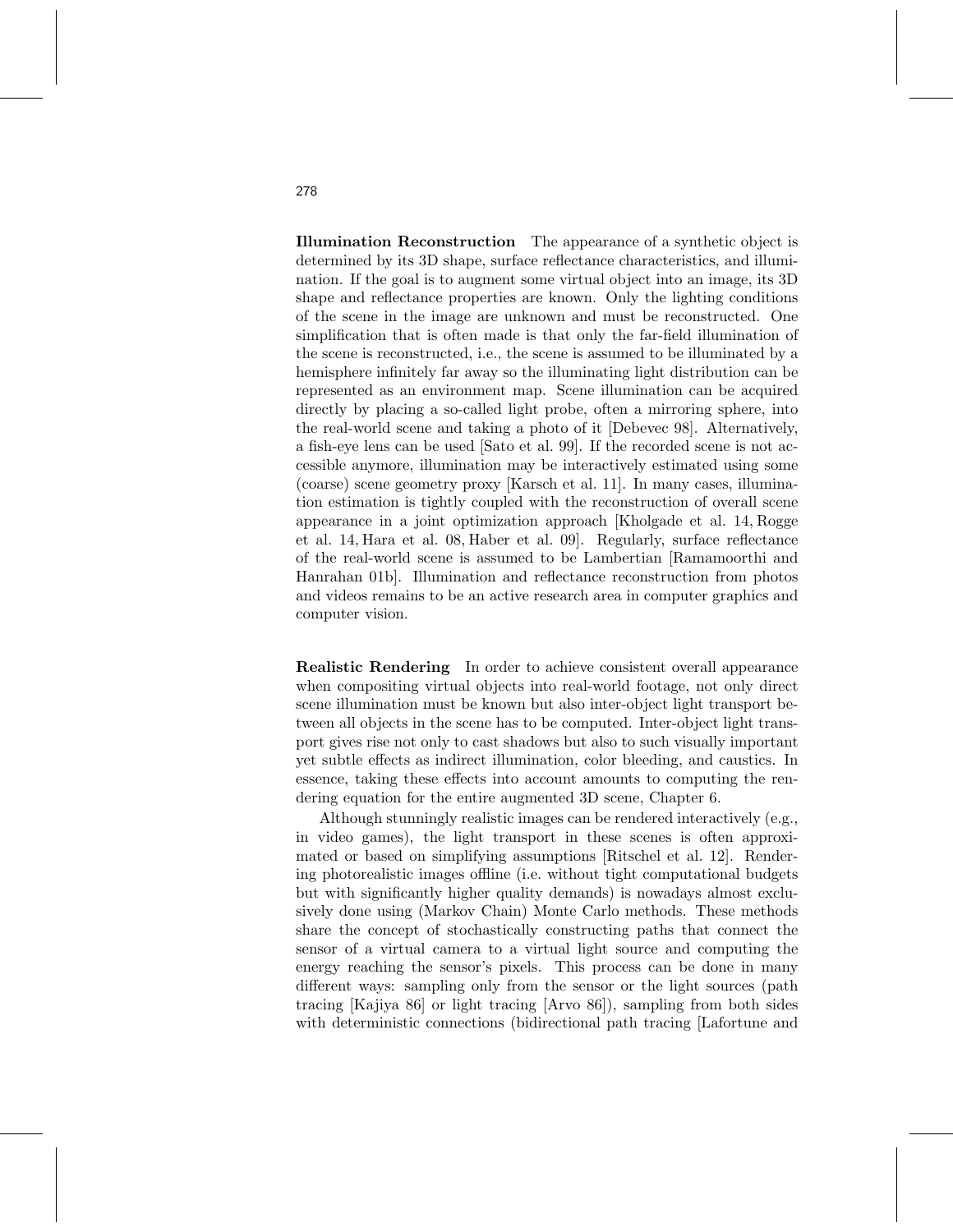**Illumination Reconstruction** The appearance of a synthetic object is determined by its 3D shape, surface reflectance characteristics, and illumination. If the goal is to augment some virtual object into an image, its 3D shape and reflectance properties are known. Only the lighting conditions of the scene in the image are unknown and must be reconstructed. One simplification that is often made is that only the far-field illumination of the scene is reconstructed, i.e., the scene is assumed to be illuminated by a hemisphere infinitely far away so the illuminating light distribution can be represented as an environment map. Scene illumination can be acquired directly by placing a so-called light probe, often a mirroring sphere, into the real-world scene and taking a photo of it [Debevec 98]. Alternatively, a fish-eye lens can be used [Sato et al. 99]. If the recorded scene is not accessible anymore, illumination may be interactively estimated using some (coarse) scene geometry proxy [Karsch et al. 11]. In many cases, illumination estimation is tightly coupled with the reconstruction of overall scene appearance in a joint optimization approach [Kholgade et al. 14, Rogge et al. 14, Hara et al. 08, Haber et al. 09]. Regularly, surface reflectance of the real-world scene is assumed to be Lambertian [Ramamoorthi and Hanrahan 01b]. Illumination and reflectance reconstruction from photos and videos remains to be an active research area in computer graphics and computer vision.

**Realistic Rendering** In order to achieve consistent overall appearance when compositing virtual objects into real-world footage, not only direct scene illumination must be known but also inter-object light transport between all objects in the scene has to be computed. Inter-object light transport gives rise not only to cast shadows but also to such visually important yet subtle effects as indirect illumination, color bleeding, and caustics. In essence, taking these effects into account amounts to computing the rendering equation for the entire augmented 3D scene, Chapter 6.

Although stunningly realistic images can be rendered interactively (e.g., in video games), the light transport in these scenes is often approximated or based on simplifying assumptions [Ritschel et al. 12]. Rendering photorealistic images offline (i.e. without tight computational budgets but with significantly higher quality demands) is nowadays almost exclusively done using (Markov Chain) Monte Carlo methods. These methods share the concept of stochastically constructing paths that connect the sensor of a virtual camera to a virtual light source and computing the energy reaching the sensor's pixels. This process can be done in many different ways: sampling only from the sensor or the light sources (path tracing [Kajiya 86] or light tracing [Arvo 86]), sampling from both sides with deterministic connections (bidirectional path tracing [Lafortune and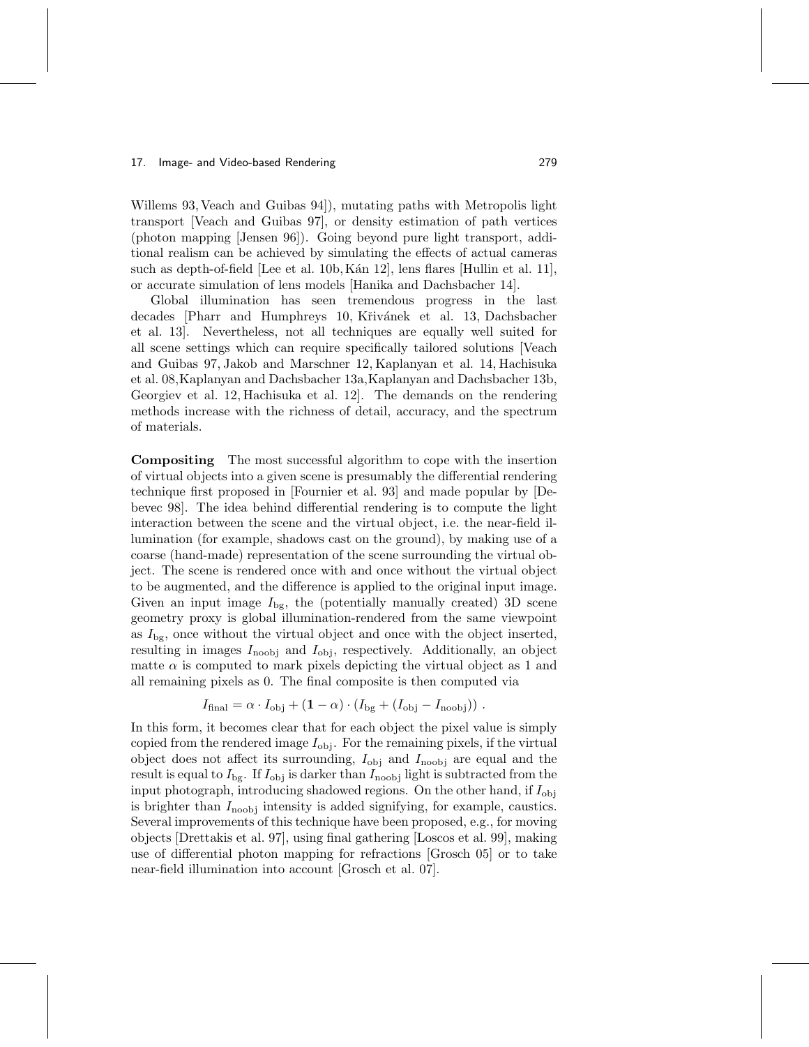Willems 93, Veach and Guibas 94]), mutating paths with Metropolis light transport [Veach and Guibas 97], or density estimation of path vertices (photon mapping [Jensen 96]). Going beyond pure light transport, additional realism can be achieved by simulating the effects of actual cameras such as depth-of-field [Lee et al. 10b, Kán 12], lens flares [Hullin et al. 11], or accurate simulation of lens models [Hanika and Dachsbacher 14].

Global illumination has seen tremendous progress in the last decades [Pharr and Humphreys 10, Křivánek et al. 13, Dachsbacher et al. 13]. Nevertheless, not all techniques are equally well suited for all scene settings which can require specifically tailored solutions [Veach and Guibas 97, Jakob and Marschner 12, Kaplanyan et al. 14, Hachisuka et al. 08, Kaplanyan and Dachsbacher 13a, Kaplanyan and Dachsbacher 13b, Georgiev et al. 12, Hachisuka et al. 12]. The demands on the rendering methods increase with the richness of detail, accuracy, and the spectrum of materials.

**Compositing** The most successful algorithm to cope with the insertion of virtual objects into a given scene is presumably the differential rendering technique first proposed in [Fournier et al. 93] and made popular by [Debevec 98]. The idea behind differential rendering is to compute the light interaction between the scene and the virtual object, i.e. the near-field illumination (for example, shadows cast on the ground), by making use of a coarse (hand-made) representation of the scene surrounding the virtual object. The scene is rendered once with and once without the virtual object to be augmented, and the difference is applied to the original input image. Given an input image $I_{\mathrm{bg}}$, the (potentially manually created) 3D scene geometry proxy is global illumination-rendered from the same viewpoint as $I_{\mathrm{bg}}$, once without the virtual object and once with the object inserted, resulting in images $I_{\mathrm{noobj}}$ and $I_{\mathrm{obj}}$, respectively. Additionally, an object matte $\alpha$ is computed to mark pixels depicting the virtual object as 1 and all remaining pixels as 0. The final composite is then computed via

$$I_{\mathrm{final}} = \alpha \cdot I_{\mathrm{obj}} + (\mathbf{1} - \alpha) \cdot (I_{\mathrm{bg}} + (I_{\mathrm{obj}} - I_{\mathrm{noobj}})) \ .$$

In this form, it becomes clear that for each object the pixel value is simply copied from the rendered image $I_{\mathrm{obj}}$. For the remaining pixels, if the virtual object does not affect its surrounding, $I_{\mathrm{obj}}$ and $I_{\mathrm{noobj}}$ are equal and the result is equal to $I_{\mathrm{bg}}$. If $I_{\mathrm{obj}}$ is darker than $I_{\mathrm{noobj}}$ light is subtracted from the input photograph, introducing shadowed regions. On the other hand, if $I_{\mathrm{obj}}$ is brighter than $I_{\mathrm{noobj}}$ intensity is added signifying, for example, caustics. Several improvements of this technique have been proposed, e.g., for moving objects [Drettakis et al. 97], using final gathering [Loscos et al. 99], making use of differential photon mapping for refractions [Grosch 05] or to take near-field illumination into account [Grosch et al. 07].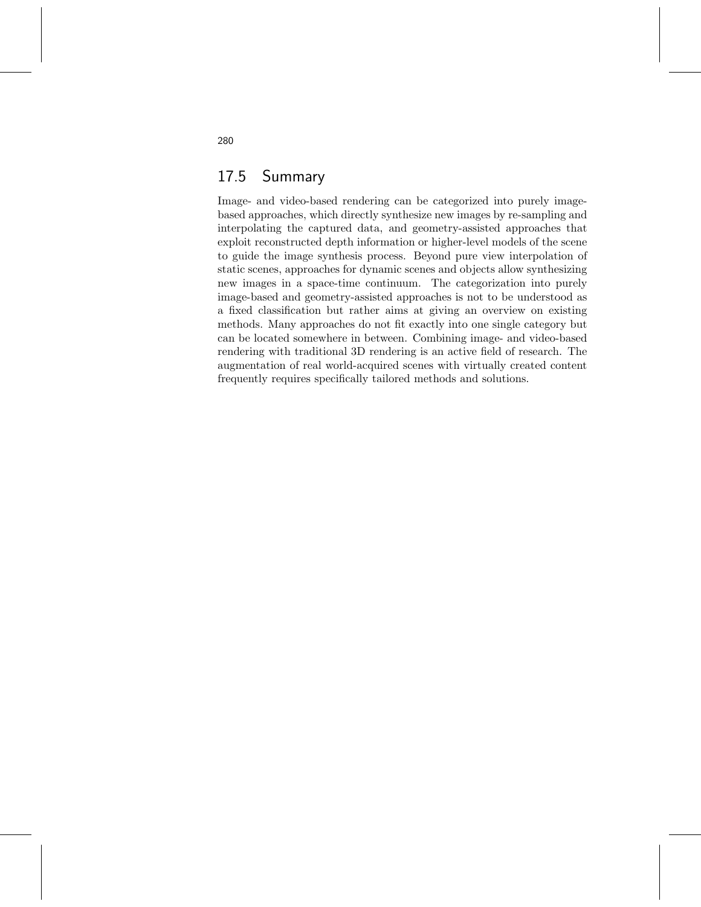## 17.5 Summary

Image- and video-based rendering can be categorized into purely image-based approaches, which directly synthesize new images by re-sampling and interpolating the captured data, and geometry-assisted approaches that exploit reconstructed depth information or higher-level models of the scene to guide the image synthesis process. Beyond pure view interpolation of static scenes, approaches for dynamic scenes and objects allow synthesizing new images in a space-time continuum. The categorization into purely image-based and geometry-assisted approaches is not to be understood as a fixed classification but rather aims at giving an overview on existing methods. Many approaches do not fit exactly into one single category but can be located somewhere in between. Combining image- and video-based rendering with traditional 3D rendering is an active field of research. The augmentation of real world-acquired scenes with virtually created content frequently requires specifically tailored methods and solutions.